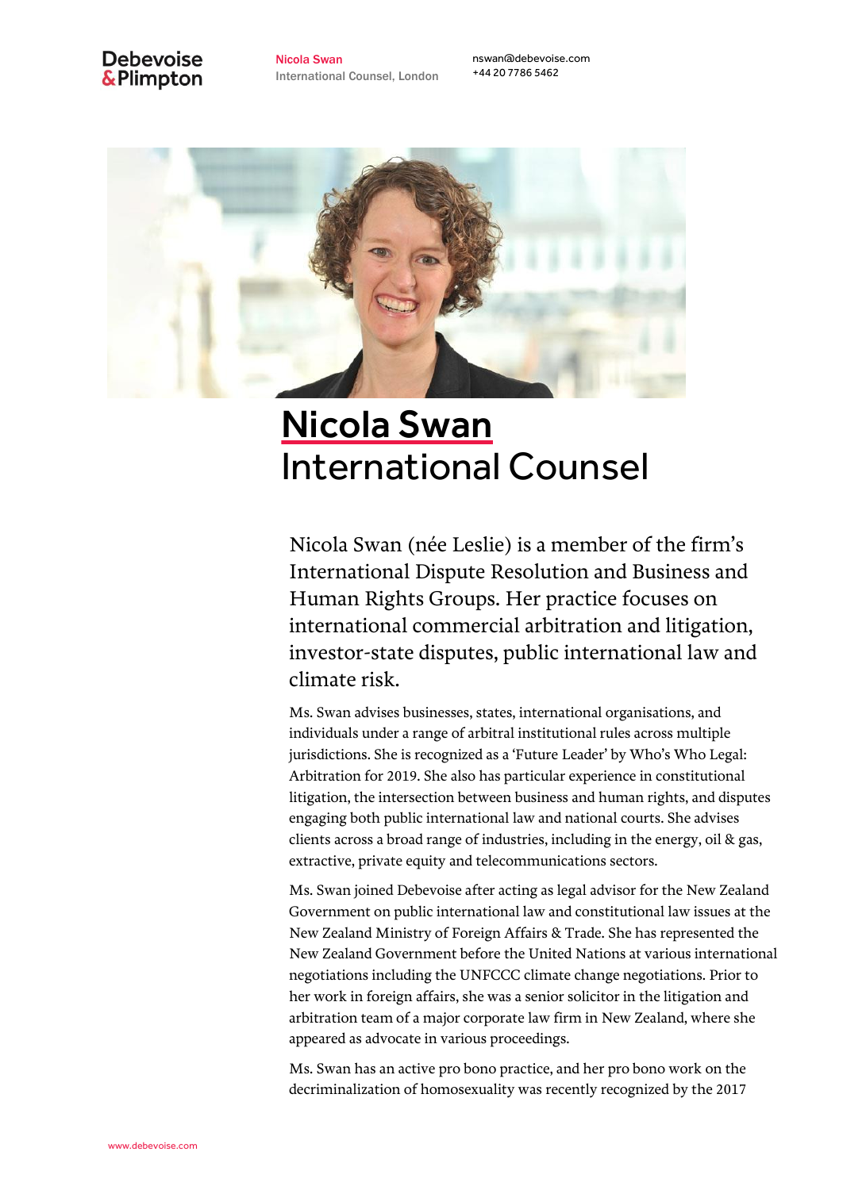Debevoise & Plimpton

Nicola Swan
International Counsel, London

nswan@debevoise.com
+44 20 7786 5462

# Nicola Swan

## International Counsel

Nicola Swan (née Leslie) is a member of the firm's International Dispute Resolution and Business and Human Rights Groups. Her practice focuses on international commercial arbitration and litigation, investor-state disputes, public international law and climate risk.

Ms. Swan advises businesses, states, international organisations, and individuals under a range of arbitral institutional rules across multiple jurisdictions. She is recognized as a 'Future Leader' by Who's Who Legal: Arbitration for 2019. She also has particular experience in constitutional litigation, the intersection between business and human rights, and disputes engaging both public international law and national courts. She advises clients across a broad range of industries, including in the energy, oil & gas, extractive, private equity and telecommunications sectors.

Ms. Swan joined Debevoise after acting as legal advisor for the New Zealand Government on public international law and constitutional law issues at the New Zealand Ministry of Foreign Affairs & Trade. She has represented the New Zealand Government before the United Nations at various international negotiations including the UNFCCC climate change negotiations. Prior to her work in foreign affairs, she was a senior solicitor in the litigation and arbitration team of a major corporate law firm in New Zealand, where she appeared as advocate in various proceedings.

Ms. Swan has an active pro bono practice, and her pro bono work on the decriminalization of homosexuality was recently recognized by the 2017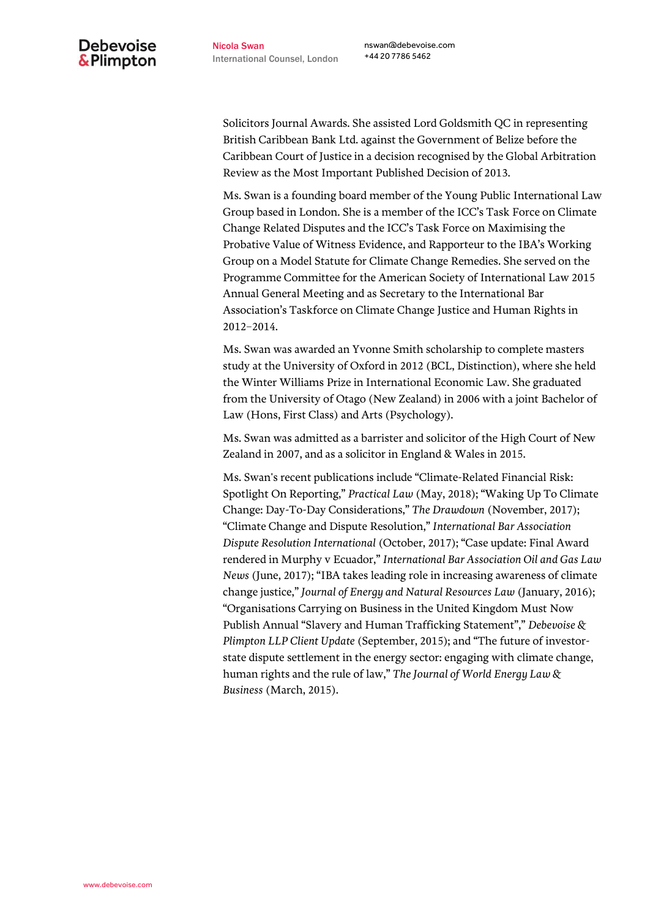Solicitors Journal Awards. She assisted Lord Goldsmith QC in representing British Caribbean Bank Ltd. against the Government of Belize before the Caribbean Court of Justice in a decision recognised by the Global Arbitration Review as the Most Important Published Decision of 2013.

Ms. Swan is a founding board member of the Young Public International Law Group based in London. She is a member of the ICC's Task Force on Climate Change Related Disputes and the ICC's Task Force on Maximising the Probative Value of Witness Evidence, and Rapporteur to the IBA's Working Group on a Model Statute for Climate Change Remedies. She served on the Programme Committee for the American Society of International Law 2015 Annual General Meeting and as Secretary to the International Bar Association's Taskforce on Climate Change Justice and Human Rights in 2012–2014.

Ms. Swan was awarded an Yvonne Smith scholarship to complete masters study at the University of Oxford in 2012 (BCL, Distinction), where she held the Winter Williams Prize in International Economic Law. She graduated from the University of Otago (New Zealand) in 2006 with a joint Bachelor of Law (Hons, First Class) and Arts (Psychology).

Ms. Swan was admitted as a barrister and solicitor of the High Court of New Zealand in 2007, and as a solicitor in England & Wales in 2015.

Ms. Swan's recent publications include "Climate-Related Financial Risk: Spotlight On Reporting," *Practical Law* (May, 2018); "Waking Up To Climate Change: Day-To-Day Considerations," *The Drawdown* (November, 2017); "Climate Change and Dispute Resolution," *International Bar Association Dispute Resolution International* (October, 2017); "Case update: Final Award rendered in Murphy v Ecuador," *International Bar Association Oil and Gas Law News* (June, 2017); "IBA takes leading role in increasing awareness of climate change justice," *Journal of Energy and Natural Resources Law* (January, 2016); "Organisations Carrying on Business in the United Kingdom Must Now Publish Annual "Slavery and Human Trafficking Statement"," *Debevoise & Plimpton LLP Client Update* (September, 2015); and "The future of investor-state dispute settlement in the energy sector: engaging with climate change, human rights and the rule of law," *The Journal of World Energy Law & Business* (March, 2015).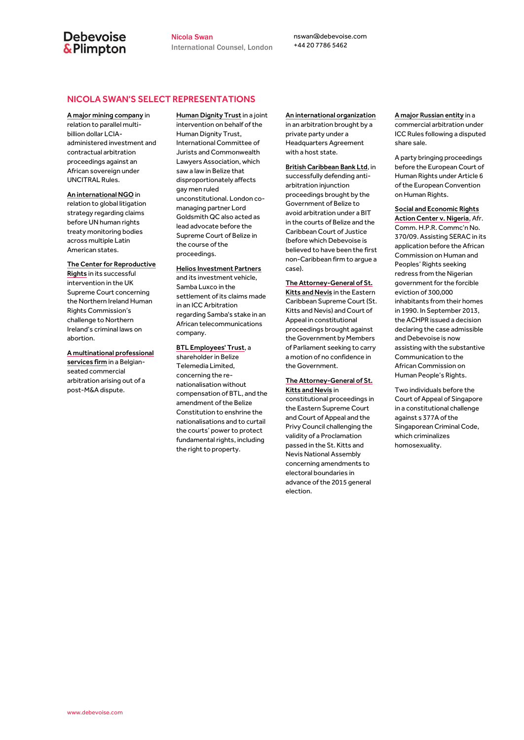Debevoise & Plimpton

Nicola Swan
International Counsel, London

nswan@debevoise.com
+44 20 7786 5462

## NICOLA SWAN'S SELECT REPRESENTATIONS

**A major mining company** in relation to parallel multi-billion dollar LCIA-administered investment and contractual arbitration proceedings against an African sovereign under UNCITRAL Rules.

**An international NGO** in relation to global litigation strategy regarding claims before UN human rights treaty monitoring bodies across multiple Latin American states.

**The Center for Reproductive Rights** in its successful intervention in the UK Supreme Court concerning the Northern Ireland Human Rights Commission's challenge to Northern Ireland's criminal laws on abortion.

**A multinational professional services firm** in a Belgian-seated commercial arbitration arising out of a post-M&A dispute.

**Human Dignity Trust** in a joint intervention on behalf of the Human Dignity Trust, International Committee of Jurists and Commonwealth Lawyers Association, which saw a law in Belize that disproportionately affects gay men ruled unconstitutional. London co-managing partner Lord Goldsmith QC also acted as lead advocate before the Supreme Court of Belize in the course of the proceedings.

**Helios Investment Partners** and its investment vehicle, Samba Luxco in the settlement of its claims made in an ICC Arbitration regarding Samba's stake in an African telecommunications company.

**BTL Employees' Trust**, a shareholder in Belize Telemedia Limited, concerning the re-nationalisation without compensation of BTL, and the amendment of the Belize Constitution to enshrine the nationalisations and to curtail the courts' power to protect fundamental rights, including the right to property.

**An international organization** in an arbitration brought by a private party under a Headquarters Agreement with a host state.

**British Caribbean Bank Ltd**, in successfully defending anti-arbitration injunction proceedings brought by the Government of Belize to avoid arbitration under a BIT in the courts of Belize and the Caribbean Court of Justice (before which Debevoise is believed to have been the first non-Caribbean firm to argue a case).

**The Attorney-General of St. Kitts and Nevis** in the Eastern Caribbean Supreme Court (St. Kitts and Nevis) and Court of Appeal in constitutional proceedings brought against the Government by Members of Parliament seeking to carry a motion of no confidence in the Government.

**The Attorney-General of St. Kitts and Nevis** in constitutional proceedings in the Eastern Supreme Court and Court of Appeal and the Privy Council challenging the validity of a Proclamation passed in the St. Kitts and Nevis National Assembly concerning amendments to electoral boundaries in advance of the 2015 general election.

**A major Russian entity** in a commercial arbitration under ICC Rules following a disputed share sale.

A party bringing proceedings before the European Court of Human Rights under Article 6 of the European Convention on Human Rights.

**Social and Economic Rights Action Center v. Nigeria**, Afr. Comm. H.P.R. Commc'n No. 370/09. Assisting SERAC in its application before the African Commission on Human and Peoples' Rights seeking redress from the Nigerian government for the forcible eviction of 300,000 inhabitants from their homes in 1990. In September 2013, the ACHPR issued a decision declaring the case admissible and Debevoise is now assisting with the substantive Communication to the African Commission on Human People's Rights.

Two individuals before the Court of Appeal of Singapore in a constitutional challenge against s 377A of the Singaporean Criminal Code, which criminalizes homosexuality.